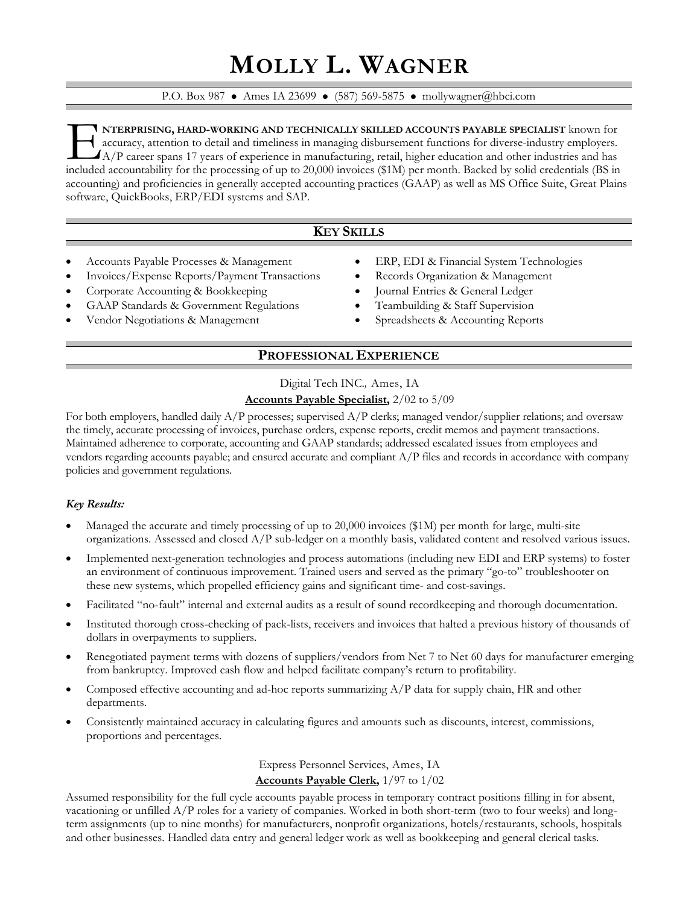# MOLLY L. WAGNER

P.O. Box 987 ● Ames IA 23699 ● (587) 569-5875 ● mollywagner@hbci.com

**ENTERPRISING, HARD-WORKING AND TECHNICALLY SKILLED ACCOUNTS PAYABLE SPECIALIST** known for accuracy, attention to detail and timeliness in managing disbursement functions for diverse-industry employers. A/P career spans 17 years of experience in manufacturing, retail, higher education and other industries and has included accountability for the processing of up to 20,000 invoices ($1M) per month. Backed by solid credentials (BS in accounting) and proficiencies in generally accepted accounting practices (GAAP) as well as MS Office Suite, Great Plains software, QuickBooks, ERP/EDI systems and SAP.

## KEY SKILLS

- Accounts Payable Processes & Management
- Invoices/Expense Reports/Payment Transactions
- Corporate Accounting & Bookkeeping
- GAAP Standards & Government Regulations
- Vendor Negotiations & Management
- ERP, EDI & Financial System Technologies
- Records Organization & Management
- Journal Entries & General Ledger
- Teambuilding & Staff Supervision
- Spreadsheets & Accounting Reports

## PROFESSIONAL EXPERIENCE

Digital Tech INC., Ames, IA

**Accounts Payable Specialist,** 2/02 to 5/09

For both employers, handled daily A/P processes; supervised A/P clerks; managed vendor/supplier relations; and oversaw the timely, accurate processing of invoices, purchase orders, expense reports, credit memos and payment transactions. Maintained adherence to corporate, accounting and GAAP standards; addressed escalated issues from employees and vendors regarding accounts payable; and ensured accurate and compliant A/P files and records in accordance with company policies and government regulations.

***Key Results:***

- Managed the accurate and timely processing of up to 20,000 invoices ($1M) per month for large, multi-site organizations. Assessed and closed A/P sub-ledger on a monthly basis, validated content and resolved various issues.
- Implemented next-generation technologies and process automations (including new EDI and ERP systems) to foster an environment of continuous improvement. Trained users and served as the primary "go-to" troubleshooter on these new systems, which propelled efficiency gains and significant time- and cost-savings.
- Facilitated "no-fault" internal and external audits as a result of sound recordkeeping and thorough documentation.
- Instituted thorough cross-checking of pack-lists, receivers and invoices that halted a previous history of thousands of dollars in overpayments to suppliers.
- Renegotiated payment terms with dozens of suppliers/vendors from Net 7 to Net 60 days for manufacturer emerging from bankruptcy. Improved cash flow and helped facilitate company's return to profitability.
- Composed effective accounting and ad-hoc reports summarizing A/P data for supply chain, HR and other departments.
- Consistently maintained accuracy in calculating figures and amounts such as discounts, interest, commissions, proportions and percentages.

Express Personnel Services, Ames, IA

**Accounts Payable Clerk,** 1/97 to 1/02

Assumed responsibility for the full cycle accounts payable process in temporary contract positions filling in for absent, vacationing or unfilled A/P roles for a variety of companies. Worked in both short-term (two to four weeks) and long-term assignments (up to nine months) for manufacturers, nonprofit organizations, hotels/restaurants, schools, hospitals and other businesses. Handled data entry and general ledger work as well as bookkeeping and general clerical tasks.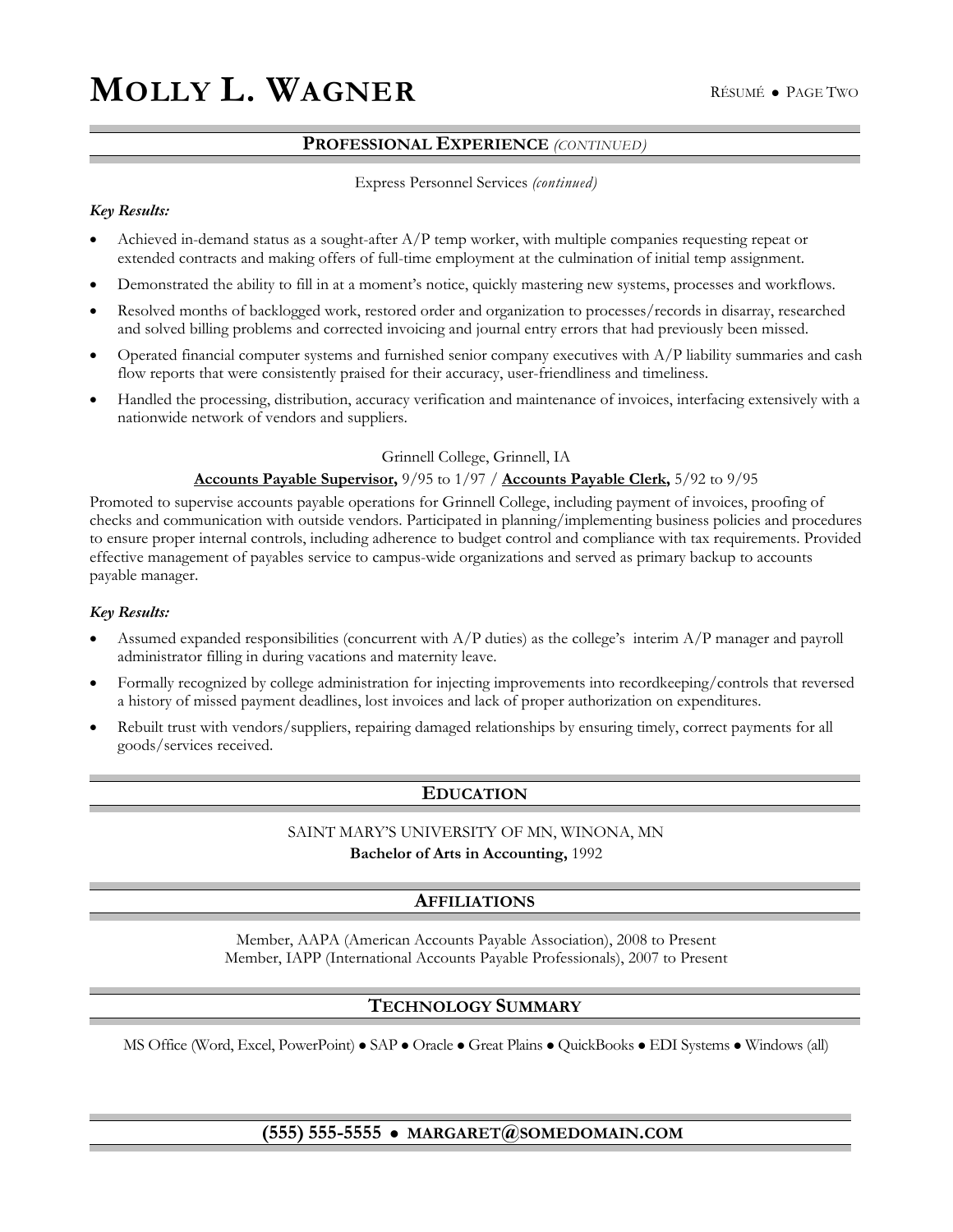## PROFESSIONAL EXPERIENCE *(CONTINUED)*

Express Personnel Services *(continued)*

***Key Results:***

- Achieved in-demand status as a sought-after A/P temp worker, with multiple companies requesting repeat or extended contracts and making offers of full-time employment at the culmination of initial temp assignment.
- Demonstrated the ability to fill in at a moment's notice, quickly mastering new systems, processes and workflows.
- Resolved months of backlogged work, restored order and organization to processes/records in disarray, researched and solved billing problems and corrected invoicing and journal entry errors that had previously been missed.
- Operated financial computer systems and furnished senior company executives with A/P liability summaries and cash flow reports that were consistently praised for their accuracy, user-friendliness and timeliness.
- Handled the processing, distribution, accuracy verification and maintenance of invoices, interfacing extensively with a nationwide network of vendors and suppliers.

Grinnell College, Grinnell, IA

**Accounts Payable Supervisor,** 9/95 to 1/97 / **Accounts Payable Clerk,** 5/92 to 9/95

Promoted to supervise accounts payable operations for Grinnell College, including payment of invoices, proofing of checks and communication with outside vendors. Participated in planning/implementing business policies and procedures to ensure proper internal controls, including adherence to budget control and compliance with tax requirements. Provided effective management of payables service to campus-wide organizations and served as primary backup to accounts payable manager.

***Key Results:***

- Assumed expanded responsibilities (concurrent with A/P duties) as the college's interim A/P manager and payroll administrator filling in during vacations and maternity leave.
- Formally recognized by college administration for injecting improvements into recordkeeping/controls that reversed a history of missed payment deadlines, lost invoices and lack of proper authorization on expenditures.
- Rebuilt trust with vendors/suppliers, repairing damaged relationships by ensuring timely, correct payments for all goods/services received.

## EDUCATION

SAINT MARY'S UNIVERSITY OF MN, WINONA, MN

**Bachelor of Arts in Accounting,** 1992

## AFFILIATIONS

Member, AAPA (American Accounts Payable Association), 2008 to Present

Member, IAPP (International Accounts Payable Professionals), 2007 to Present

## TECHNOLOGY SUMMARY

MS Office (Word, Excel, PowerPoint) ● SAP ● Oracle ● Great Plains ● QuickBooks ● EDI Systems ● Windows (all)

**(555) 555-5555 ● MARGARET@SOMEDOMAIN.COM**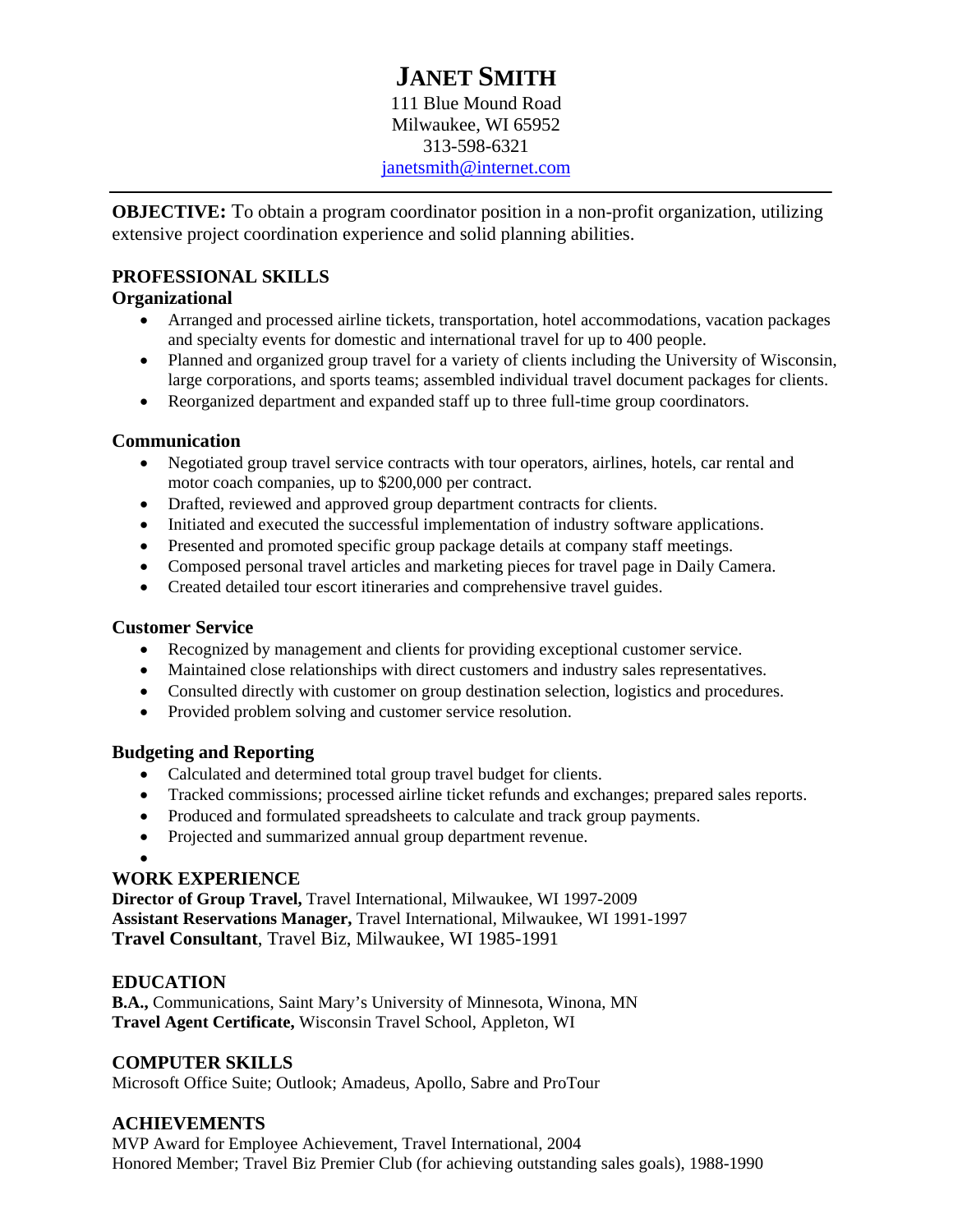# JANET SMITH

111 Blue Mound Road
Milwaukee, WI 65952
313-598-6321
janetsmith@internet.com

---

**OBJECTIVE:** To obtain a program coordinator position in a non-profit organization, utilizing extensive project coordination experience and solid planning abilities.

## PROFESSIONAL SKILLS

### Organizational

- Arranged and processed airline tickets, transportation, hotel accommodations, vacation packages and specialty events for domestic and international travel for up to 400 people.
- Planned and organized group travel for a variety of clients including the University of Wisconsin, large corporations, and sports teams; assembled individual travel document packages for clients.
- Reorganized department and expanded staff up to three full-time group coordinators.

### Communication

- Negotiated group travel service contracts with tour operators, airlines, hotels, car rental and motor coach companies, up to $200,000 per contract.
- Drafted, reviewed and approved group department contracts for clients.
- Initiated and executed the successful implementation of industry software applications.
- Presented and promoted specific group package details at company staff meetings.
- Composed personal travel articles and marketing pieces for travel page in Daily Camera.
- Created detailed tour escort itineraries and comprehensive travel guides.

### Customer Service

- Recognized by management and clients for providing exceptional customer service.
- Maintained close relationships with direct customers and industry sales representatives.
- Consulted directly with customer on group destination selection, logistics and procedures.
- Provided problem solving and customer service resolution.

### Budgeting and Reporting

- Calculated and determined total group travel budget for clients.
- Tracked commissions; processed airline ticket refunds and exchanges; prepared sales reports.
- Produced and formulated spreadsheets to calculate and track group payments.
- Projected and summarized annual group department revenue.

## WORK EXPERIENCE

**Director of Group Travel,** Travel International, Milwaukee, WI 1997-2009
**Assistant Reservations Manager,** Travel International, Milwaukee, WI 1991-1997
**Travel Consultant**, Travel Biz, Milwaukee, WI 1985-1991

## EDUCATION

**B.A.,** Communications, Saint Mary's University of Minnesota, Winona, MN
**Travel Agent Certificate,** Wisconsin Travel School, Appleton, WI

## COMPUTER SKILLS

Microsoft Office Suite; Outlook; Amadeus, Apollo, Sabre and ProTour

## ACHIEVEMENTS

MVP Award for Employee Achievement, Travel International, 2004
Honored Member; Travel Biz Premier Club (for achieving outstanding sales goals), 1988-1990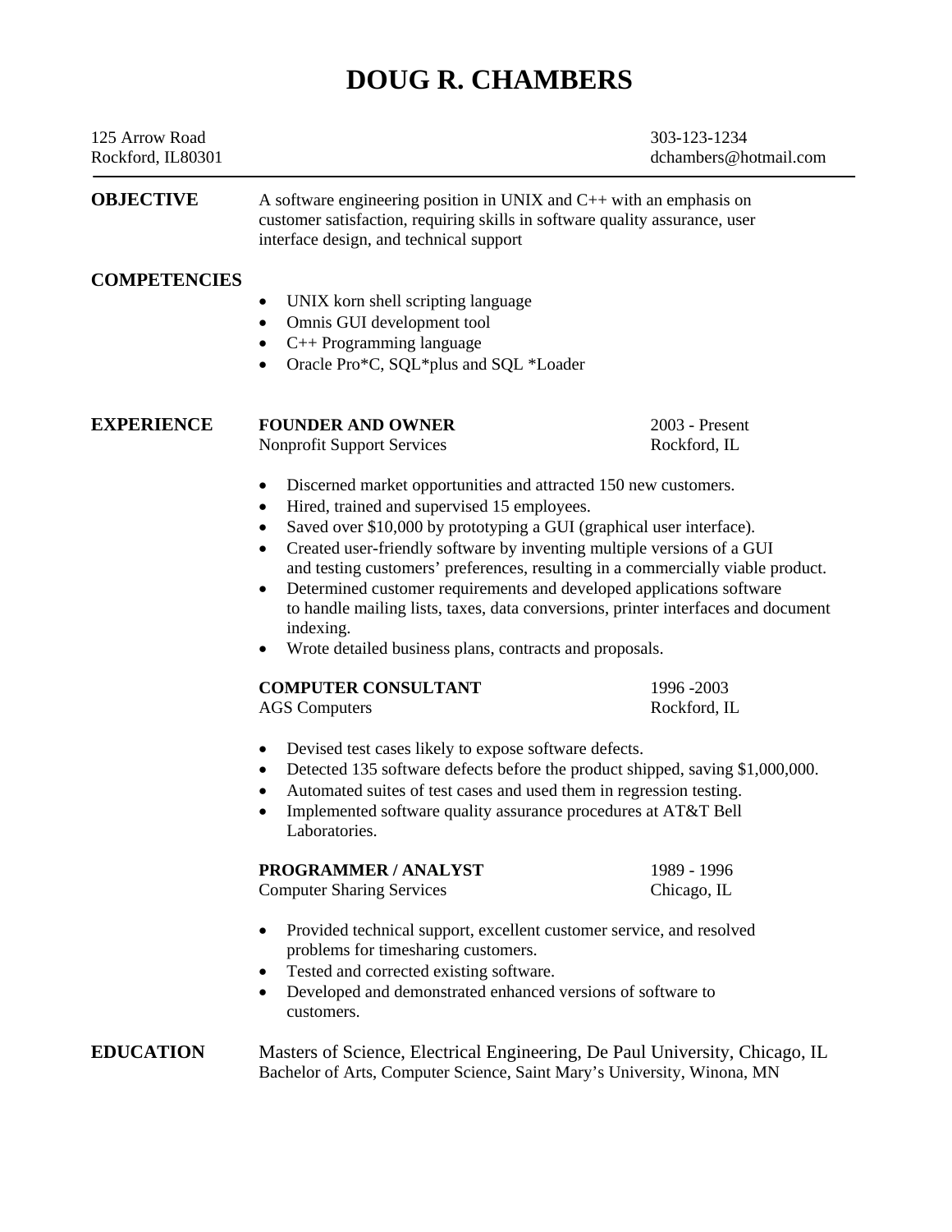# DOUG R. CHAMBERS

125 Arrow Road
Rockford, IL80301

303-123-1234
dchambers@hotmail.com

---

## OBJECTIVE

A software engineering position in UNIX and C++ with an emphasis on customer satisfaction, requiring skills in software quality assurance, user interface design, and technical support

## COMPETENCIES

- UNIX korn shell scripting language
- Omnis GUI development tool
- C++ Programming language
- Oracle Pro*C, SQL*plus and SQL *Loader

## EXPERIENCE

**FOUNDER AND OWNER** — 2003 - Present
Nonprofit Support Services — Rockford, IL

- Discerned market opportunities and attracted 150 new customers.
- Hired, trained and supervised 15 employees.
- Saved over $10,000 by prototyping a GUI (graphical user interface).
- Created user-friendly software by inventing multiple versions of a GUI and testing customers' preferences, resulting in a commercially viable product.
- Determined customer requirements and developed applications software to handle mailing lists, taxes, data conversions, printer interfaces and document indexing.
- Wrote detailed business plans, contracts and proposals.

**COMPUTER CONSULTANT** — 1996 -2003
AGS Computers — Rockford, IL

- Devised test cases likely to expose software defects.
- Detected 135 software defects before the product shipped, saving $1,000,000.
- Automated suites of test cases and used them in regression testing.
- Implemented software quality assurance procedures at AT&T Bell Laboratories.

**PROGRAMMER / ANALYST** — 1989 - 1996
Computer Sharing Services — Chicago, IL

- Provided technical support, excellent customer service, and resolved problems for timesharing customers.
- Tested and corrected existing software.
- Developed and demonstrated enhanced versions of software to customers.

## EDUCATION

Masters of Science, Electrical Engineering, De Paul University, Chicago, IL
Bachelor of Arts, Computer Science, Saint Mary's University, Winona, MN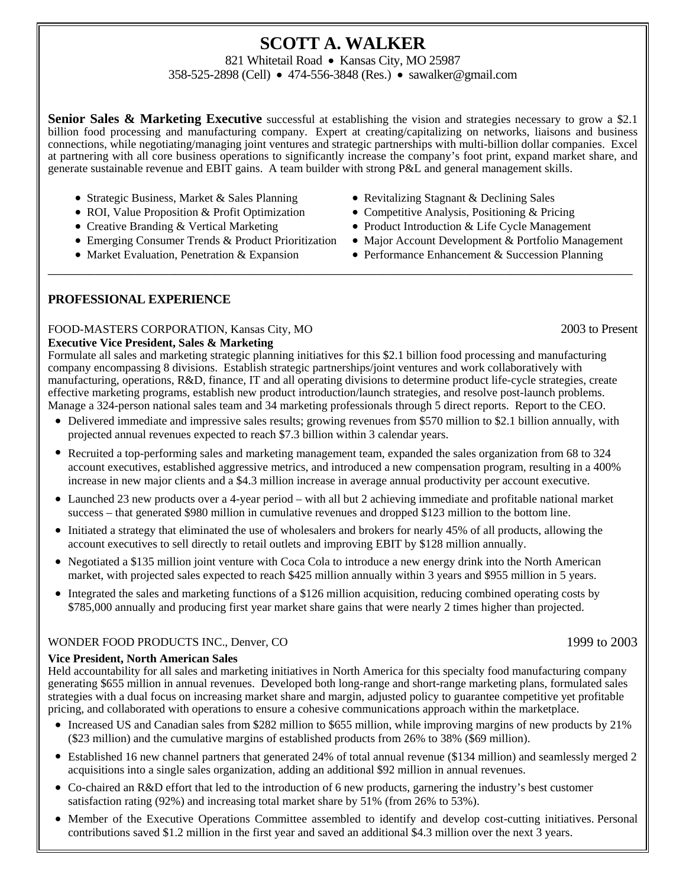# SCOTT A. WALKER

821 Whitetail Road • Kansas City, MO 25987
358-525-2898 (Cell) • 474-556-3848 (Res.) • sawalker@gmail.com

**Senior Sales & Marketing Executive** successful at establishing the vision and strategies necessary to grow a $2.1 billion food processing and manufacturing company. Expert at creating/capitalizing on networks, liaisons and business connections, while negotiating/managing joint ventures and strategic partnerships with multi-billion dollar companies. Excel at partnering with all core business operations to significantly increase the company's foot print, expand market share, and generate sustainable revenue and EBIT gains. A team builder with strong P&L and general management skills.

- Strategic Business, Market & Sales Planning
- ROI, Value Proposition & Profit Optimization
- Creative Branding & Vertical Marketing
- Emerging Consumer Trends & Product Prioritization
- Market Evaluation, Penetration & Expansion
- Revitalizing Stagnant & Declining Sales
- Competitive Analysis, Positioning & Pricing
- Product Introduction & Life Cycle Management
- Major Account Development & Portfolio Management
- Performance Enhancement & Succession Planning

---

## PROFESSIONAL EXPERIENCE

FOOD-MASTERS CORPORATION, Kansas City, MO — 2003 to Present

**Executive Vice President, Sales & Marketing**

Formulate all sales and marketing strategic planning initiatives for this $2.1 billion food processing and manufacturing company encompassing 8 divisions. Establish strategic partnerships/joint ventures and work collaboratively with manufacturing, operations, R&D, finance, IT and all operating divisions to determine product life-cycle strategies, create effective marketing programs, establish new product introduction/launch strategies, and resolve post-launch problems. Manage a 324-person national sales team and 34 marketing professionals through 5 direct reports. Report to the CEO.

- Delivered immediate and impressive sales results; growing revenues from $570 million to $2.1 billion annually, with projected annual revenues expected to reach $7.3 billion within 3 calendar years.
- Recruited a top-performing sales and marketing management team, expanded the sales organization from 68 to 324 account executives, established aggressive metrics, and introduced a new compensation program, resulting in a 400% increase in new major clients and a $4.3 million increase in average annual productivity per account executive.
- Launched 23 new products over a 4-year period – with all but 2 achieving immediate and profitable national market success – that generated $980 million in cumulative revenues and dropped $123 million to the bottom line.
- Initiated a strategy that eliminated the use of wholesalers and brokers for nearly 45% of all products, allowing the account executives to sell directly to retail outlets and improving EBIT by $128 million annually.
- Negotiated a $135 million joint venture with Coca Cola to introduce a new energy drink into the North American market, with projected sales expected to reach $425 million annually within 3 years and $955 million in 5 years.
- Integrated the sales and marketing functions of a $126 million acquisition, reducing combined operating costs by $785,000 annually and producing first year market share gains that were nearly 2 times higher than projected.

WONDER FOOD PRODUCTS INC., Denver, CO — 1999 to 2003

**Vice President, North American Sales**

Held accountability for all sales and marketing initiatives in North America for this specialty food manufacturing company generating $655 million in annual revenues. Developed both long-range and short-range marketing plans, formulated sales strategies with a dual focus on increasing market share and margin, adjusted policy to guarantee competitive yet profitable pricing, and collaborated with operations to ensure a cohesive communications approach within the marketplace.

- Increased US and Canadian sales from $282 million to $655 million, while improving margins of new products by 21% ($23 million) and the cumulative margins of established products from 26% to 38% ($69 million).
- Established 16 new channel partners that generated 24% of total annual revenue ($134 million) and seamlessly merged 2 acquisitions into a single sales organization, adding an additional $92 million in annual revenues.
- Co-chaired an R&D effort that led to the introduction of 6 new products, garnering the industry's best customer satisfaction rating (92%) and increasing total market share by 51% (from 26% to 53%).
- Member of the Executive Operations Committee assembled to identify and develop cost-cutting initiatives. Personal contributions saved $1.2 million in the first year and saved an additional $4.3 million over the next 3 years.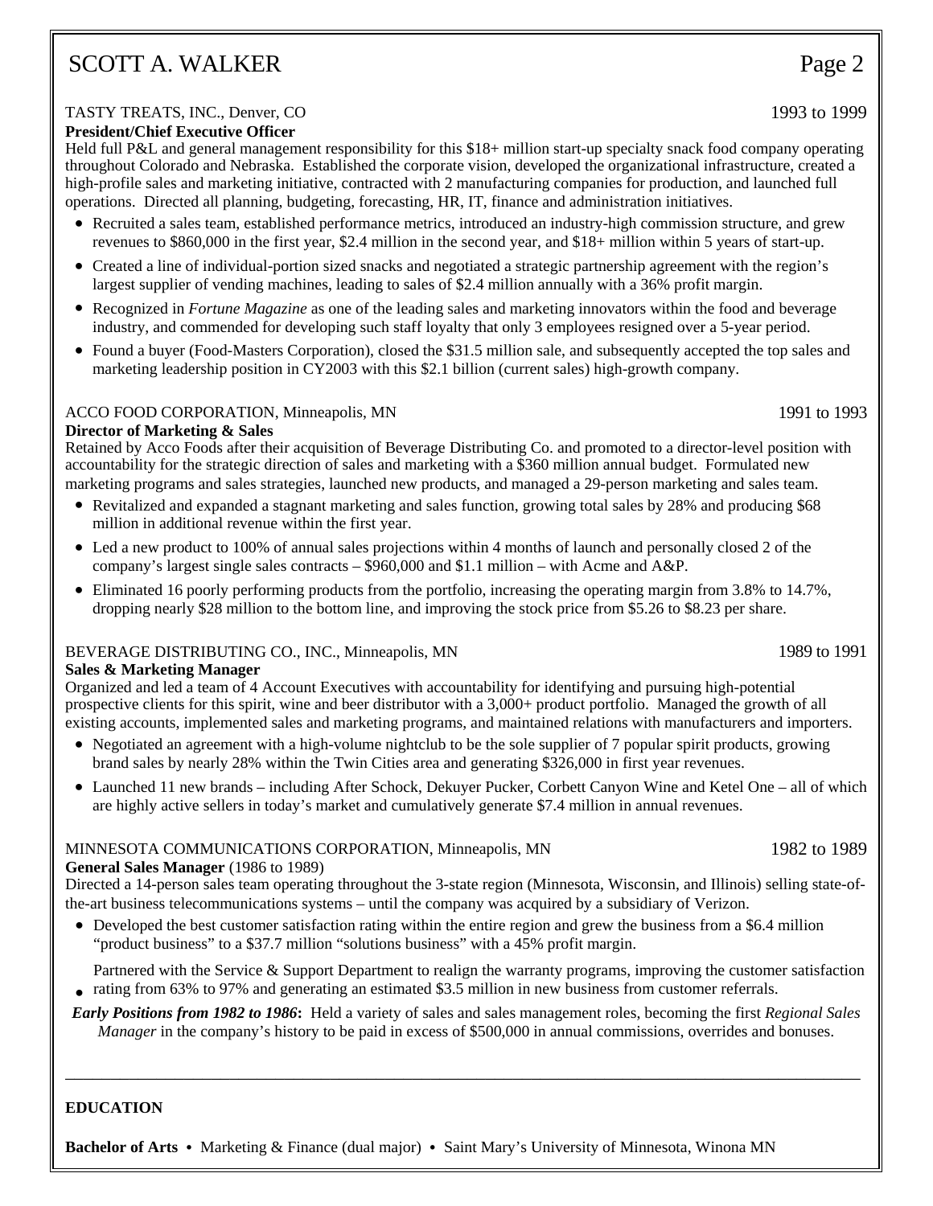TASTY TREATS, INC., Denver, CO 1993 to 1999

**President/Chief Executive Officer**

Held full P&L and general management responsibility for this $18+ million start-up specialty snack food company operating throughout Colorado and Nebraska. Established the corporate vision, developed the organizational infrastructure, created a high-profile sales and marketing initiative, contracted with 2 manufacturing companies for production, and launched full operations. Directed all planning, budgeting, forecasting, HR, IT, finance and administration initiatives.

- Recruited a sales team, established performance metrics, introduced an industry-high commission structure, and grew revenues to $860,000 in the first year, $2.4 million in the second year, and $18+ million within 5 years of start-up.
- Created a line of individual-portion sized snacks and negotiated a strategic partnership agreement with the region's largest supplier of vending machines, leading to sales of $2.4 million annually with a 36% profit margin.
- Recognized in *Fortune Magazine* as one of the leading sales and marketing innovators within the food and beverage industry, and commended for developing such staff loyalty that only 3 employees resigned over a 5-year period.
- Found a buyer (Food-Masters Corporation), closed the $31.5 million sale, and subsequently accepted the top sales and marketing leadership position in CY2003 with this $2.1 billion (current sales) high-growth company.

ACCO FOOD CORPORATION, Minneapolis, MN 1991 to 1993

**Director of Marketing & Sales**

Retained by Acco Foods after their acquisition of Beverage Distributing Co. and promoted to a director-level position with accountability for the strategic direction of sales and marketing with a $360 million annual budget. Formulated new marketing programs and sales strategies, launched new products, and managed a 29-person marketing and sales team.

- Revitalized and expanded a stagnant marketing and sales function, growing total sales by 28% and producing $68 million in additional revenue within the first year.
- Led a new product to 100% of annual sales projections within 4 months of launch and personally closed 2 of the company's largest single sales contracts – $960,000 and $1.1 million – with Acme and A&P.
- Eliminated 16 poorly performing products from the portfolio, increasing the operating margin from 3.8% to 14.7%, dropping nearly $28 million to the bottom line, and improving the stock price from $5.26 to $8.23 per share.

BEVERAGE DISTRIBUTING CO., INC., Minneapolis, MN 1989 to 1991

**Sales & Marketing Manager**

Organized and led a team of 4 Account Executives with accountability for identifying and pursuing high-potential prospective clients for this spirit, wine and beer distributor with a 3,000+ product portfolio. Managed the growth of all existing accounts, implemented sales and marketing programs, and maintained relations with manufacturers and importers.

- Negotiated an agreement with a high-volume nightclub to be the sole supplier of 7 popular spirit products, growing brand sales by nearly 28% within the Twin Cities area and generating $326,000 in first year revenues.
- Launched 11 new brands – including After Schock, Dekuyer Pucker, Corbett Canyon Wine and Ketel One – all of which are highly active sellers in today's market and cumulatively generate $7.4 million in annual revenues.

MINNESOTA COMMUNICATIONS CORPORATION, Minneapolis, MN 1982 to 1989

**General Sales Manager** (1986 to 1989)

Directed a 14-person sales team operating throughout the 3-state region (Minnesota, Wisconsin, and Illinois) selling state-of-the-art business telecommunications systems – until the company was acquired by a subsidiary of Verizon.

- Developed the best customer satisfaction rating within the entire region and grew the business from a $6.4 million "product business" to a $37.7 million "solutions business" with a 45% profit margin.
- Partnered with the Service & Support Department to realign the warranty programs, improving the customer satisfaction rating from 63% to 97% and generating an estimated $3.5 million in new business from customer referrals.

***Early Positions from 1982 to 1986*:** Held a variety of sales and sales management roles, becoming the first *Regional Sales Manager* in the company's history to be paid in excess of $500,000 in annual commissions, overrides and bonuses.

---

**EDUCATION**

**Bachelor of Arts** • Marketing & Finance (dual major) • Saint Mary's University of Minnesota, Winona MN